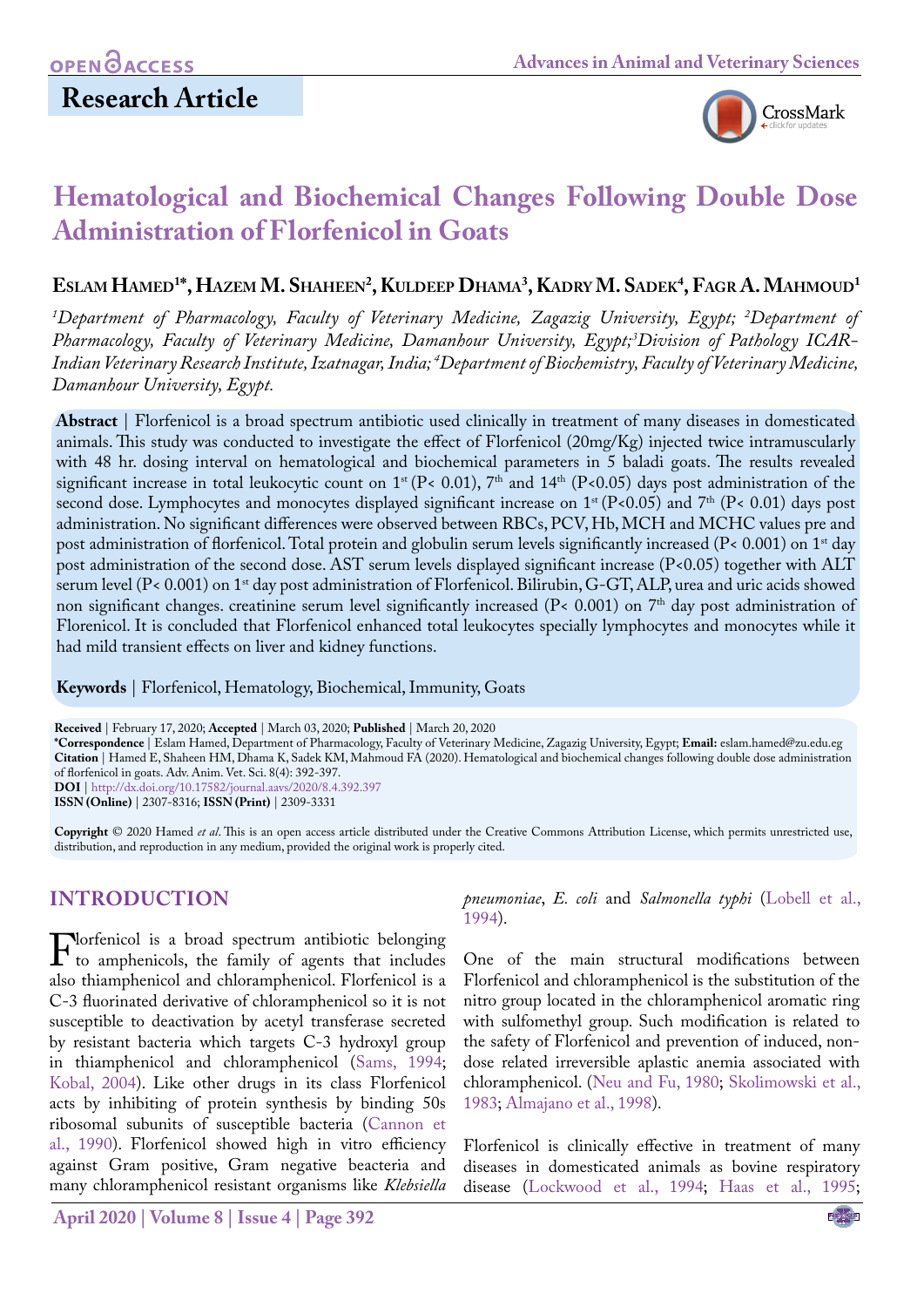OPEN ACCESS

## Research Article

# Hematological and Biochemical Changes Following Double Dose Administration of Florfenicol in Goats

**Eslam Hamed[1*], Hazem M. Shaheen[2], Kuldeep Dhama[3], Kadry M. Sadek[4], Fagr A. Mahmoud[1]**

*[1]Department of Pharmacology, Faculty of Veterinary Medicine, Zagazig University, Egypt; [2]Department of Pharmacology, Faculty of Veterinary Medicine, Damanhour University, Egypt;[3]Division of Pathology ICAR-Indian Veterinary Research Institute, Izatnagar, India; [4]Department of Biochemistry, Faculty of Veterinary Medicine, Damanhour University, Egypt.*

**Abstract** | Florfenicol is a broad spectrum antibiotic used clinically in treatment of many diseases in domesticated animals. This study was conducted to investigate the effect of Florfenicol (20mg/Kg) injected twice intramuscularly with 48 hr. dosing interval on hematological and biochemical parameters in 5 baladi goats. The results revealed significant increase in total leukocytic count on 1st (P< 0.01), 7th and 14th (P<0.05) days post administration of the second dose. Lymphocytes and monocytes displayed significant increase on 1st (P<0.05) and 7th (P< 0.01) days post administration. No significant differences were observed between RBCs, PCV, Hb, MCH and MCHC values pre and post administration of florfenicol. Total protein and globulin serum levels significantly increased (P< 0.001) on 1st day post administration of the second dose. AST serum levels displayed significant increase (P<0.05) together with ALT serum level (P< 0.001) on 1st day post administration of Florfenicol. Bilirubin, G-GT, ALP, urea and uric acids showed non significant changes. creatinine serum level significantly increased (P< 0.001) on 7th day post administration of Florenicol. It is concluded that Florfenicol enhanced total leukocytes specially lymphocytes and monocytes while it had mild transient effects on liver and kidney functions.

**Keywords** | Florfenicol, Hematology, Biochemical, Immunity, Goats

**Received** | February 17, 2020; **Accepted** | March 03, 2020; **Published** | March 20, 2020
**\*Correspondence** | Eslam Hamed, Department of Pharmacology, Faculty of Veterinary Medicine, Zagazig University, Egypt; **Email:** eslam.hamed@zu.edu.eg
**Citation** | Hamed E, Shaheen HM, Dhama K, Sadek KM, Mahmoud FA (2020). Hematological and biochemical changes following double dose administration of florfenicol in goats. Adv. Anim. Vet. Sci. 8(4): 392-397.
**DOI** | http://dx.doi.org/10.17582/journal.aavs/2020/8.4.392.397
**ISSN (Online)** | 2307-8316; **ISSN (Print)** | 2309-3331

**Copyright** © 2020 Hamed *et al*. This is an open access article distributed under the Creative Commons Attribution License, which permits unrestricted use, distribution, and reproduction in any medium, provided the original work is properly cited.

## INTRODUCTION

Florfenicol is a broad spectrum antibiotic belonging to amphenicols, the family of agents that includes also thiamphenicol and chloramphenicol. Florfenicol is a C-3 fluorinated derivative of chloramphenicol so it is not susceptible to deactivation by acetyl transferase secreted by resistant bacteria which targets C-3 hydroxyl group in thiamphenicol and chloramphenicol (Sams, 1994; Kobal, 2004). Like other drugs in its class Florfenicol acts by inhibiting of protein synthesis by binding 50s ribosomal subunits of susceptible bacteria (Cannon et al., 1990). Florfenicol showed high in vitro efficiency against Gram positive, Gram negative beacteria and many chloramphenicol resistant organisms like *Klebsiella pneumoniae*, *E. coli* and *Salmonella typhi* (Lobell et al., 1994).

One of the main structural modifications between Florfenicol and chloramphenicol is the substitution of the nitro group located in the chloramphenicol aromatic ring with sulfomethyl group. Such modification is related to the safety of Florfenicol and prevention of induced, non-dose related irreversible aplastic anemia associated with chloramphenicol. (Neu and Fu, 1980; Skolimowski et al., 1983; Almajano et al., 1998).

Florfenicol is clinically effective in treatment of many diseases in domesticated animals as bovine respiratory disease (Lockwood et al., 1994; Haas et al., 1995;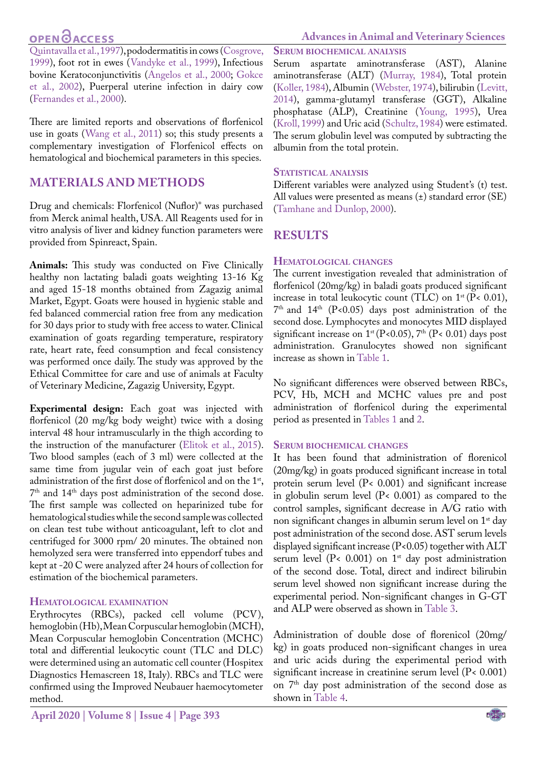Quintavalla et al., 1997), pododermatitis in cows (Cosgrove, 1999), foot rot in ewes (Vandyke et al., 1999), Infectious bovine Keratoconjunctivitis (Angelos et al., 2000; Gokce et al., 2002), Puerperal uterine infection in dairy cow (Fernandes et al., 2000).

There are limited reports and observations of florfenicol use in goats (Wang et al., 2011) so; this study presents a complementary investigation of Florfenicol effects on hematological and biochemical parameters in this species.

## MATERIALS AND METHODS

Drug and chemicals: Florfenicol (Nuflor)® was purchased from Merck animal health, USA. All Reagents used for in vitro analysis of liver and kidney function parameters were provided from Spinreact, Spain.

**Animals:** This study was conducted on Five Clinically healthy non lactating baladi goats weighting 13-16 Kg and aged 15-18 months obtained from Zagazig animal Market, Egypt. Goats were housed in hygienic stable and fed balanced commercial ration free from any medication for 30 days prior to study with free access to water. Clinical examination of goats regarding temperature, respiratory rate, heart rate, feed consumption and fecal consistency was performed once daily. The study was approved by the Ethical Committee for care and use of animals at Faculty of Veterinary Medicine, Zagazig University, Egypt.

**Experimental design:** Each goat was injected with florfenicol (20 mg/kg body weight) twice with a dosing interval 48 hour intramuscularly in the thigh according to the instruction of the manufacturer (Elitok et al., 2015). Two blood samples (each of 3 ml) were collected at the same time from jugular vein of each goat just before administration of the first dose of florfenicol and on the 1st, 7th and 14th days post administration of the second dose. The first sample was collected on heparinized tube for hematological studies while the second sample was collected on clean test tube without anticoagulant, left to clot and centrifuged for 3000 rpm/ 20 minutes. The obtained non hemolyzed sera were transferred into eppendorf tubes and kept at -20 C were analyzed after 24 hours of collection for estimation of the biochemical parameters.

### Hematological examination

Erythrocytes (RBCs), packed cell volume (PCV), hemoglobin (Hb), Mean Corpuscular hemoglobin (MCH), Mean Corpuscular hemoglobin Concentration (MCHC) total and differential leukocytic count (TLC and DLC) were determined using an automatic cell counter (Hospitex Diagnostics Hemascreen 18, Italy). RBCs and TLC were confirmed using the Improved Neubauer haemocytometer method.

### Serum biochemical analysis

Serum aspartate aminotransferase (AST), Alanine aminotransferase (ALT) (Murray, 1984), Total protein (Koller, 1984), Albumin (Webster, 1974), bilirubin (Levitt, 2014), gamma-glutamyl transferase (GGT), Alkaline phosphatase (ALP), Creatinine (Young, 1995), Urea (Kroll, 1999) and Uric acid (Schultz, 1984) were estimated. The serum globulin level was computed by subtracting the albumin from the total protein.

### Statistical analysis

Different variables were analyzed using Student's (t) test. All values were presented as means (±) standard error (SE) (Tamhane and Dunlop, 2000).

## RESULTS

### Hematological changes

The current investigation revealed that administration of florfenicol (20mg/kg) in baladi goats produced significant increase in total leukocytic count (TLC) on 1st ($P < 0.01$), 7th and 14th ($P < 0.05$) days post administration of the second dose. Lymphocytes and monocytes MID displayed significant increase on 1st ($P < 0.05$), 7th ($P < 0.01$) days post administration. Granulocytes showed non significant increase as shown in Table 1.

No significant differences were observed between RBCs, PCV, Hb, MCH and MCHC values pre and post administration of florfenicol during the experimental period as presented in Tables 1 and 2.

### Serum biochemical changes

It has been found that administration of florenicol (20mg/kg) in goats produced significant increase in total protein serum level ($P < 0.001$) and significant increase in globulin serum level ($P < 0.001$) as compared to the control samples, significant decrease in A/G ratio with non significant changes in albumin serum level on 1st day post administration of the second dose. AST serum levels displayed significant increase ($P < 0.05$) together with ALT serum level ($P < 0.001$) on 1st day post administration of the second dose. Total, direct and indirect bilirubin serum level showed non significant increase during the experimental period. Non-significant changes in G-GT and ALP were observed as shown in Table 3.

Administration of double dose of florenicol (20mg/kg) in goats produced non-significant changes in urea and uric acids during the experimental period with significant increase in creatinine serum level ($P < 0.001$) on 7th day post administration of the second dose as shown in Table 4.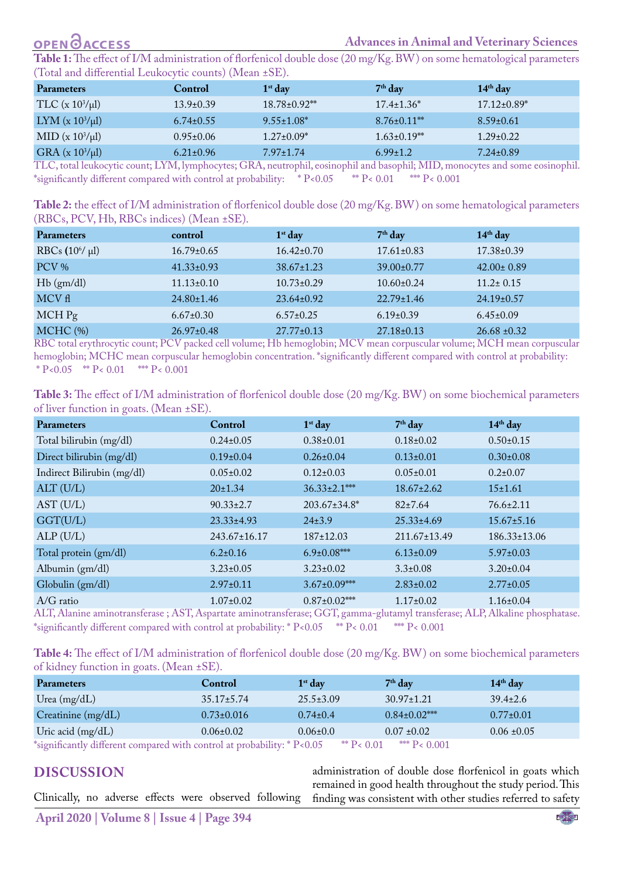**Table 1:** The effect of I/M administration of florfenicol double dose (20 mg/Kg. BW) on some hematological parameters (Total and differential Leukocytic counts) (Mean ±SE).

| Parameters | Control | 1st day | 7th day | 14th day |
|---|---|---|---|---|
| TLC (x $10^3$/µl) | 13.9±0.39 | 18.78±0.92** | 17.4±1.36* | 17.12±0.89* |
| LYM (x $10^3$/µl) | 6.74±0.55 | 9.55±1.08* | 8.76±0.11** | 8.59±0.61 |
| MID (x $10^3$/µl) | 0.95±0.06 | 1.27±0.09* | 1.63±0.19** | 1.29±0.22 |
| GRA (x $10^3$/µl) | 6.21±0.96 | 7.97±1.74 | 6.99±1.2 | 7.24±0.89 |

TLC, total leukocytic count; LYM, lymphocytes; GRA, neutrophil, eosinophil and basophil; MID, monocytes and some eosinophil. *significantly different compared with control at probability: * P<0.05 ** P< 0.01 *** P< 0.001

**Table 2:** the effect of I/M administration of florfenicol double dose (20 mg/Kg. BW) on some hematological parameters (RBCs, PCV, Hb, RBCs indices) (Mean ±SE).

| Parameters | control | 1st day | 7th day | 14th day |
|---|---|---|---|---|
| RBCs ($10^6$/ µl) | 16.79±0.65 | 16.42±0.70 | 17.61±0.83 | 17.38±0.39 |
| PCV % | 41.33±0.93 | 38.67±1.23 | 39.00±0.77 | 42.00± 0.89 |
| Hb (gm/dl) | 11.13±0.10 | 10.73±0.29 | 10.60±0.24 | 11.2± 0.15 |
| MCV fl | 24.80±1.46 | 23.64±0.92 | 22.79±1.46 | 24.19±0.57 |
| MCH Pg | 6.67±0.30 | 6.57±0.25 | 6.19±0.39 | 6.45±0.09 |
| MCHC (%) | 26.97±0.48 | 27.77±0.13 | 27.18±0.13 | 26.68 ±0.32 |

RBC total erythrocytic count; PCV packed cell volume; Hb hemoglobin; MCV mean corpuscular volume; MCH mean corpuscular hemoglobin; MCHC mean corpuscular hemoglobin concentration. *significantly different compared with control at probability: * P<0.05 ** P< 0.01 *** P< 0.001

**Table 3:** The effect of I/M administration of florfenicol double dose (20 mg/Kg. BW) on some biochemical parameters of liver function in goats. (Mean ±SE).

| Parameters | Control | 1st day | 7th day | 14th day |
|---|---|---|---|---|
| Total bilirubin (mg/dl) | 0.24±0.05 | 0.38±0.01 | 0.18±0.02 | 0.50±0.15 |
| Direct bilirubin (mg/dl) | 0.19±0.04 | 0.26±0.04 | 0.13±0.01 | 0.30±0.08 |
| Indirect Bilirubin (mg/dl) | 0.05±0.02 | 0.12±0.03 | 0.05±0.01 | 0.2±0.07 |
| ALT (U/L) | 20±1.34 | 36.33±2.1*** | 18.67±2.62 | 15±1.61 |
| AST (U/L) | 90.33±2.7 | 203.67±34.8* | 82±7.64 | 76.6±2.11 |
| GGT(U/L) | 23.33±4.93 | 24±3.9 | 25.33±4.69 | 15.67±5.16 |
| ALP (U/L) | 243.67±16.17 | 187±12.03 | 211.67±13.49 | 186.33±13.06 |
| Total protein (gm/dl) | 6.2±0.16 | 6.9±0.08*** | 6.13±0.09 | 5.97±0.03 |
| Albumin (gm/dl) | 3.23±0.05 | 3.23±0.02 | 3.3±0.08 | 3.20±0.04 |
| Globulin (gm/dl) | 2.97±0.11 | 3.67±0.09*** | 2.83±0.02 | 2.77±0.05 |
| A/G ratio | 1.07±0.02 | 0.87±0.02*** | 1.17±0.02 | 1.16±0.04 |

ALT, Alanine aminotransferase ; AST, Aspartate aminotransferase; GGT, gamma-glutamyl transferase; ALP, Alkaline phosphatase. *significantly different compared with control at probability: * P<0.05 ** P< 0.01 *** P< 0.001

**Table 4:** The effect of I/M administration of florfenicol double dose (20 mg/Kg. BW) on some biochemical parameters of kidney function in goats. (Mean ±SE).

| Parameters | Control | 1st day | 7th day | 14th day |
|---|---|---|---|---|
| Urea (mg/dL) | 35.17±5.74 | 25.5±3.09 | 30.97±1.21 | 39.4±2.6 |
| Creatinine (mg/dL) | 0.73±0.016 | 0.74±0.4 | 0.84±0.02*** | 0.77±0.01 |
| Uric acid (mg/dL) | 0.06±0.02 | 0.06±0.0 | 0.07 ±0.02 | 0.06 ±0.05 |

*significantly different compared with control at probability: * P<0.05 ** P< 0.01 *** P< 0.001

## DISCUSSION

Clinically, no adverse effects were observed following administration of double dose florfenicol in goats which remained in good health throughout the study period. This finding was consistent with other studies referred to safety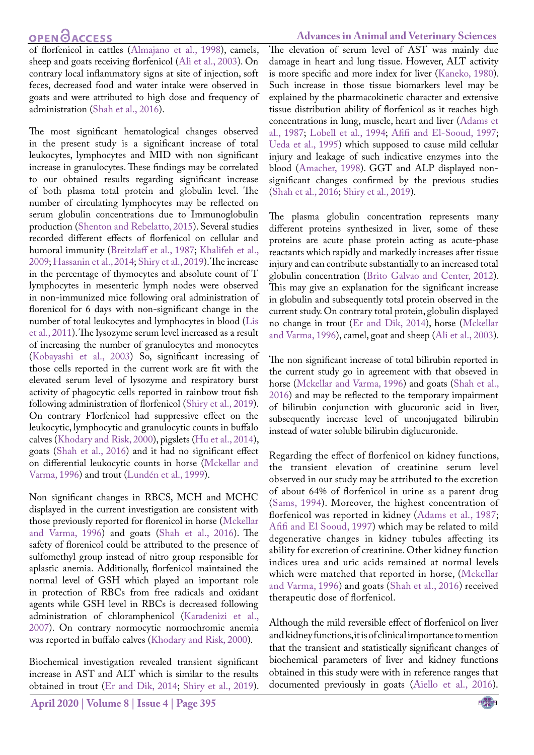of florfenicol in cattles (Almajano et al., 1998), camels, sheep and goats receiving florfenicol (Ali et al., 2003). On contrary local inflammatory signs at site of injection, soft feces, decreased food and water intake were observed in goats and were attributed to high dose and frequency of administration (Shah et al., 2016).

The most significant hematological changes observed in the present study is a significant increase of total leukocytes, lymphocytes and MID with non significant increase in granulocytes. These findings may be correlated to our obtained results regarding significant increase of both plasma total protein and globulin level. The number of circulating lymphocytes may be reflected on serum globulin concentrations due to Immunoglobulin production (Shenton and Rebelatto, 2015). Several studies recorded different effects of florfenicol on cellular and humoral immunity (Breitzlaff et al., 1987; Khalifeh et al., 2009; Hassanin et al., 2014; Shiry et al., 2019). The increase in the percentage of thymocytes and absolute count of T lymphocytes in mesenteric lymph nodes were observed in non-immunized mice following oral administration of florenicol for 6 days with non-significant change in the number of total leukocytes and lymphocytes in blood (Lis et al., 2011). The lysozyme serum level increased as a result of increasing the number of granulocytes and monocytes (Kobayashi et al., 2003) So, significant increasing of those cells reported in the current work are fit with the elevated serum level of lysozyme and respiratory burst activity of phagocytic cells reported in rainbow trout fish following administration of florfenicol (Shiry et al., 2019). On contrary Florfenicol had suppressive effect on the leukocytic, lymphocytic and granulocytic counts in buffalo calves (Khodary and Risk, 2000), pigslets (Hu et al., 2014), goats (Shah et al., 2016) and it had no significant effect on differential leukocytic counts in horse (Mckellar and Varma, 1996) and trout (Lundén et al., 1999).

Non significant changes in RBCS, MCH and MCHC displayed in the current investigation are consistent with those previously reported for florenicol in horse (Mckellar and Varma, 1996) and goats (Shah et al., 2016). The safety of florenicol could be attributed to the presence of sulfomethyl group instead of nitro group responsible for aplastic anemia. Additionally, florfenicol maintained the normal level of GSH which played an important role in protection of RBCs from free radicals and oxidant agents while GSH level in RBCs is decreased following administration of chloramphenicol (Karadenizi et al., 2007). On contrary normocytic normochromic anemia was reported in buffalo calves (Khodary and Risk, 2000).

Biochemical investigation revealed transient significant increase in AST and ALT which is similar to the results obtained in trout (Er and Dik, 2014; Shiry et al., 2019). The elevation of serum level of AST was mainly due damage in heart and lung tissue. However, ALT activity is more specific and more index for liver (Kaneko, 1980). Such increase in those tissue biomarkers level may be explained by the pharmacokinetic character and extensive tissue distribution ability of florfenicol as it reaches high concentrations in lung, muscle, heart and liver (Adams et al., 1987; Lobell et al., 1994; Afifi and El-Sooud, 1997; Ueda et al., 1995) which supposed to cause mild cellular injury and leakage of such indicative enzymes into the blood (Amacher, 1998). GGT and ALP displayed non-significant changes confirmed by the previous studies (Shah et al., 2016; Shiry et al., 2019).

The plasma globulin concentration represents many different proteins synthesized in liver, some of these proteins are acute phase protein acting as acute-phase reactants which rapidly and markedly increases after tissue injury and can contribute substantially to an increased total globulin concentration (Brito Galvao and Center, 2012). This may give an explanation for the significant increase in globulin and subsequently total protein observed in the current study. On contrary total protein, globulin displayed no change in trout (Er and Dik, 2014), horse (Mckellar and Varma, 1996), camel, goat and sheep (Ali et al., 2003).

The non significant increase of total bilirubin reported in the current study go in agreement with that obseved in horse (Mckellar and Varma, 1996) and goats (Shah et al., 2016) and may be reflected to the temporary impairment of bilirubin conjunction with glucuronic acid in liver, subsequently increase level of unconjugated bilirubin instead of water soluble bilirubin diglucuronide.

Regarding the effect of florfenicol on kidney functions, the transient elevation of creatinine serum level observed in our study may be attributed to the excretion of about 64% of florfenicol in urine as a parent drug (Sams, 1994). Moreover, the highest concentration of florfenicol was reported in kidney (Adams et al., 1987; Afifi and El Sooud, 1997) which may be related to mild degenerative changes in kidney tubules affecting its ability for excretion of creatinine. Other kidney function indices urea and uric acids remained at normal levels which were matched that reported in horse, (Mckellar and Varma, 1996) and goats (Shah et al., 2016) received therapeutic dose of florfenicol.

Although the mild reversible effect of florfenicol on liver and kidney functions, it is of clinical importance to mention that the transient and statistically significant changes of biochemical parameters of liver and kidney functions obtained in this study were with in reference ranges that documented previously in goats (Aiello et al., 2016).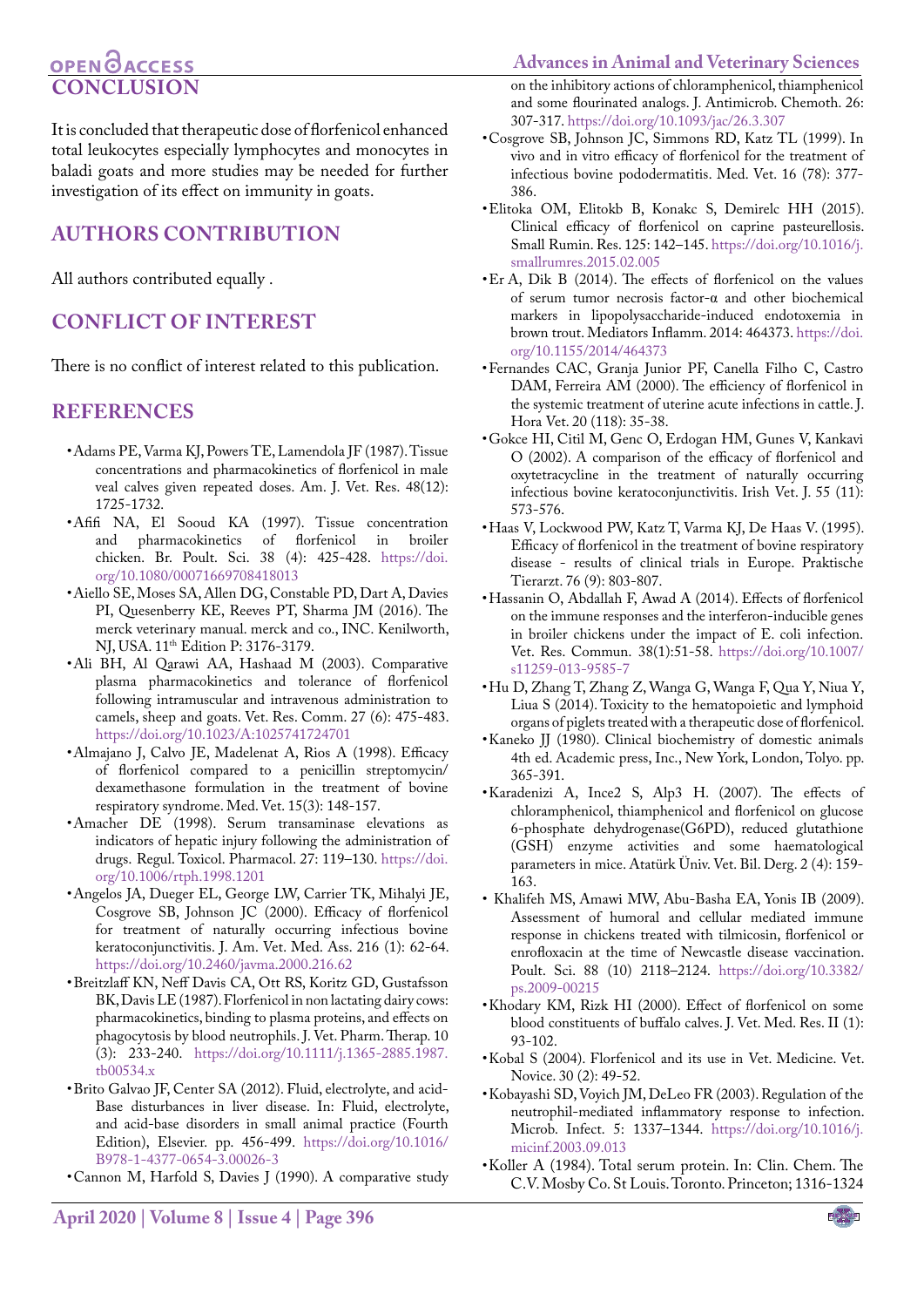## CONCLUSION

It is concluded that therapeutic dose of florfenicol enhanced total leukocytes especially lymphocytes and monocytes in baladi goats and more studies may be needed for further investigation of its effect on immunity in goats.

## AUTHORS CONTRIBUTION

All authors contributed equally .

## CONFLICT OF INTEREST

There is no conflict of interest related to this publication.

## REFERENCES

- Adams PE, Varma KJ, Powers TE, Lamendola JF (1987). Tissue concentrations and pharmacokinetics of florfenicol in male veal calves given repeated doses. Am. J. Vet. Res. 48(12): 1725-1732.
- Afifi NA, El Sooud KA (1997). Tissue concentration and pharmacokinetics of florfenicol in broiler chicken. Br. Poult. Sci. 38 (4): 425-428. https://doi.org/10.1080/00071669708418013
- Aiello SE, Moses SA, Allen DG, Constable PD, Dart A, Davies PI, Quesenberry KE, Reeves PT, Sharma JM (2016). The merck veterinary manual. merck and co., INC. Kenilworth, NJ, USA. 11th Edition P: 3176-3179.
- Ali BH, Al Qarawi AA, Hashaad M (2003). Comparative plasma pharmacokinetics and tolerance of florfenicol following intramuscular and intravenous administration to camels, sheep and goats. Vet. Res. Comm. 27 (6): 475-483. https://doi.org/10.1023/A:1025741724701
- Almajano J, Calvo JE, Madelenat A, Rios A (1998). Efficacy of florfenicol compared to a penicillin streptomycin/ dexamethasone formulation in the treatment of bovine respiratory syndrome. Med. Vet. 15(3): 148-157.
- Amacher DE (1998). Serum transaminase elevations as indicators of hepatic injury following the administration of drugs. Regul. Toxicol. Pharmacol. 27: 119–130. https://doi.org/10.1006/rtph.1998.1201
- Angelos JA, Dueger EL, George LW, Carrier TK, Mihalyi JE, Cosgrove SB, Johnson JC (2000). Efficacy of florfenicol for treatment of naturally occurring infectious bovine keratoconjunctivitis. J. Am. Vet. Med. Ass. 216 (1): 62-64. https://doi.org/10.2460/javma.2000.216.62
- Breitzlaff KN, Neff Davis CA, Ott RS, Koritz GD, Gustafsson BK, Davis LE (1987). Florfenicol in non lactating dairy cows: pharmacokinetics, binding to plasma proteins, and effects on phagocytosis by blood neutrophils. J. Vet. Pharm. Therap. 10 (3): 233-240. https://doi.org/10.1111/j.1365-2885.1987.tb00534.x
- Brito Galvao JF, Center SA (2012). Fluid, electrolyte, and acid-Base disturbances in liver disease. In: Fluid, electrolyte, and acid-base disorders in small animal practice (Fourth Edition), Elsevier. pp. 456-499. https://doi.org/10.1016/B978-1-4377-0654-3.00026-3
- Cannon M, Harfold S, Davies J (1990). A comparative study on the inhibitory actions of chloramphenicol, thiamphenicol and some flourinated analogs. J. Antimicrob. Chemoth. 26: 307-317. https://doi.org/10.1093/jac/26.3.307
- Cosgrove SB, Johnson JC, Simmons RD, Katz TL (1999). In vivo and in vitro efficacy of florfenicol for the treatment of infectious bovine pododermatitis. Med. Vet. 16 (78): 377-386.
- Elitoka OM, Elitokb B, Konakc S, Demirelc HH (2015). Clinical efficacy of florfenicol on caprine pasteurellosis. Small Rumin. Res. 125: 142–145. https://doi.org/10.1016/j.smallrumres.2015.02.005
- Er A, Dik B (2014). The effects of florfenicol on the values of serum tumor necrosis factor-α and other biochemical markers in lipopolysaccharide-induced endotoxemia in brown trout. Mediators Inflamm. 2014: 464373. https://doi.org/10.1155/2014/464373
- Fernandes CAC, Granja Junior PF, Canella Filho C, Castro DAM, Ferreira AM (2000). The efficiency of florfenicol in the systemic treatment of uterine acute infections in cattle. J. Hora Vet. 20 (118): 35-38.
- Gokce HI, Citil M, Genc O, Erdogan HM, Gunes V, Kankavi O (2002). A comparison of the efficacy of florfenicol and oxytetracycline in the treatment of naturally occurring infectious bovine keratoconjunctivitis. Irish Vet. J. 55 (11): 573-576.
- Haas V, Lockwood PW, Katz T, Varma KJ, De Haas V. (1995). Efficacy of florfenicol in the treatment of bovine respiratory disease - results of clinical trials in Europe. Praktische Tierarzt. 76 (9): 803-807.
- Hassanin O, Abdallah F, Awad A (2014). Effects of florfenicol on the immune responses and the interferon-inducible genes in broiler chickens under the impact of E. coli infection. Vet. Res. Commun. 38(1):51-58. https://doi.org/10.1007/s11259-013-9585-7
- Hu D, Zhang T, Zhang Z, Wanga G, Wanga F, Qua Y, Niua Y, Liua S (2014). Toxicity to the hematopoietic and lymphoid organs of piglets treated with a therapeutic dose of florfenicol.
- Kaneko JJ (1980). Clinical biochemistry of domestic animals 4th ed. Academic press, Inc., New York, London, Tolyo. pp. 365-391.
- Karadenizi A, Ince2 S, Alp3 H. (2007). The effects of chloramphenicol, thiamphenicol and florfenicol on glucose 6-phosphate dehydrogenase(G6PD), reduced glutathione (GSH) enzyme activities and some haematological parameters in mice. Atatürk Üniv. Vet. Bil. Derg. 2 (4): 159-163.
- Khalifeh MS, Amawi MW, Abu-Basha EA, Yonis IB (2009). Assessment of humoral and cellular mediated immune response in chickens treated with tilmicosin, florfenicol or enrofloxacin at the time of Newcastle disease vaccination. Poult. Sci. 88 (10) 2118–2124. https://doi.org/10.3382/ps.2009-00215
- Khodary KM, Rizk HI (2000). Effect of florfenicol on some blood constituents of buffalo calves. J. Vet. Med. Res. II (1): 93-102.
- Kobal S (2004). Florfenicol and its use in Vet. Medicine. Vet. Novice. 30 (2): 49-52.
- Kobayashi SD, Voyich JM, DeLeo FR (2003). Regulation of the neutrophil-mediated inflammatory response to infection. Microb. Infect. 5: 1337–1344. https://doi.org/10.1016/j.micinf.2003.09.013
- Koller A (1984). Total serum protein. In: Clin. Chem. The C.V. Mosby Co. St Louis. Toronto. Princeton; 1316-1324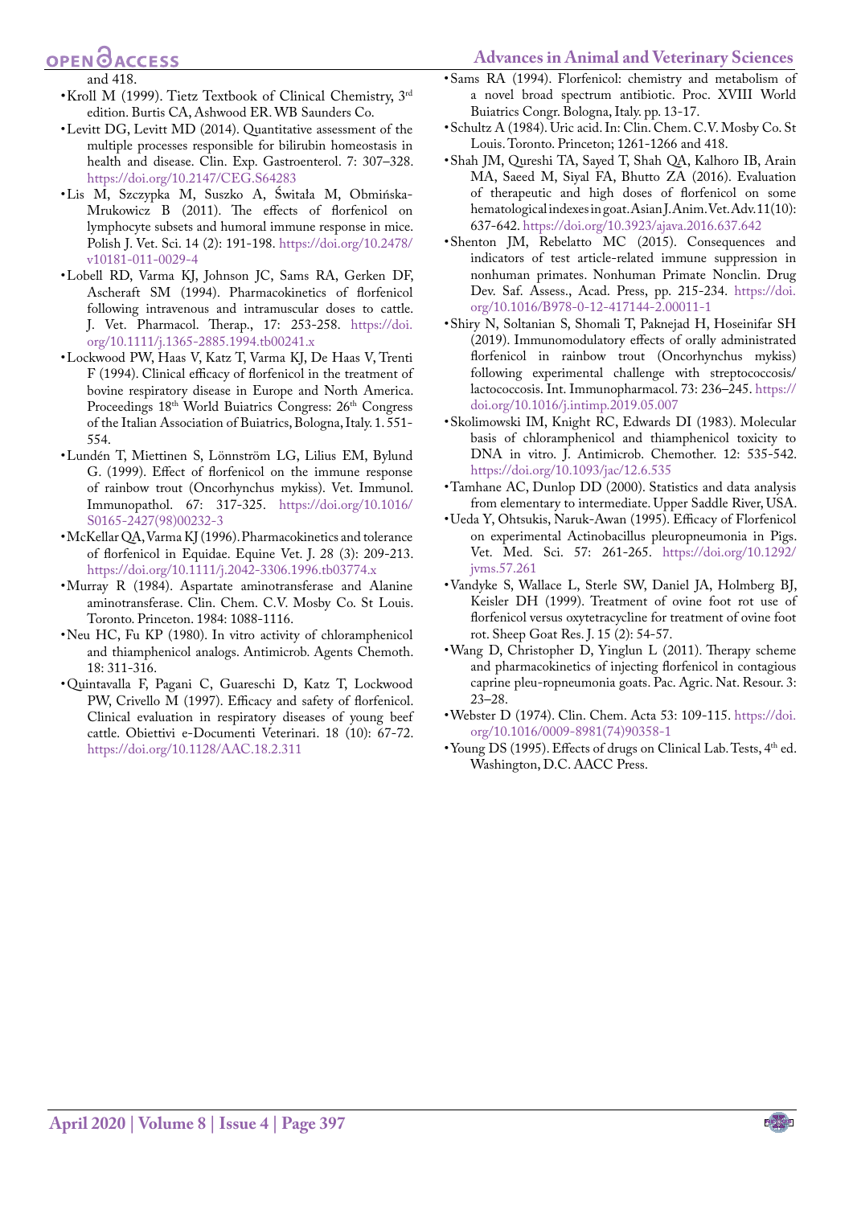and 418.

- Kroll M (1999). Tietz Textbook of Clinical Chemistry, 3rd edition. Burtis CA, Ashwood ER. WB Saunders Co.
- Levitt DG, Levitt MD (2014). Quantitative assessment of the multiple processes responsible for bilirubin homeostasis in health and disease. Clin. Exp. Gastroenterol. 7: 307–328. https://doi.org/10.2147/CEG.S64283
- Lis M, Szczypka M, Suszko A, Świtała M, Obmińska-Mrukowicz B (2011). The effects of florfenicol on lymphocyte subsets and humoral immune response in mice. Polish J. Vet. Sci. 14 (2): 191-198. https://doi.org/10.2478/v10181-011-0029-4
- Lobell RD, Varma KJ, Johnson JC, Sams RA, Gerken DF, Ascheraft SM (1994). Pharmacokinetics of florfenicol following intravenous and intramuscular doses to cattle. J. Vet. Pharmacol. Therap., 17: 253-258. https://doi.org/10.1111/j.1365-2885.1994.tb00241.x
- Lockwood PW, Haas V, Katz T, Varma KJ, De Haas V, Trenti F (1994). Clinical efficacy of florfenicol in the treatment of bovine respiratory disease in Europe and North America. Proceedings 18th World Buiatrics Congress: 26th Congress of the Italian Association of Buiatrics, Bologna, Italy. 1. 551-554.
- Lundén T, Miettinen S, Lönnström LG, Lilius EM, Bylund G. (1999). Effect of florfenicol on the immune response of rainbow trout (Oncorhynchus mykiss). Vet. Immunol. Immunopathol. 67: 317-325. https://doi.org/10.1016/S0165-2427(98)00232-3
- McKellar QA, Varma KJ (1996). Pharmacokinetics and tolerance of florfenicol in Equidae. Equine Vet. J. 28 (3): 209-213. https://doi.org/10.1111/j.2042-3306.1996.tb03774.x
- Murray R (1984). Aspartate aminotransferase and Alanine aminotransferase. Clin. Chem. C.V. Mosby Co. St Louis. Toronto. Princeton. 1984: 1088-1116.
- Neu HC, Fu KP (1980). In vitro activity of chloramphenicol and thiamphenicol analogs. Antimicrob. Agents Chemoth. 18: 311-316.
- Quintavalla F, Pagani C, Guareschi D, Katz T, Lockwood PW, Crivello M (1997). Efficacy and safety of florfenicol. Clinical evaluation in respiratory diseases of young beef cattle. Obiettivi e-Documenti Veterinari. 18 (10): 67-72. https://doi.org/10.1128/AAC.18.2.311
- Sams RA (1994). Florfenicol: chemistry and metabolism of a novel broad spectrum antibiotic. Proc. XVIII World Buiatrics Congr. Bologna, Italy. pp. 13-17.
- Schultz A (1984). Uric acid. In: Clin. Chem. C.V. Mosby Co. St Louis. Toronto. Princeton; 1261-1266 and 418.
- Shah JM, Qureshi TA, Sayed T, Shah QA, Kalhoro IB, Arain MA, Saeed M, Siyal FA, Bhutto ZA (2016). Evaluation of therapeutic and high doses of florfenicol on some hematological indexes in goat. Asian J. Anim. Vet. Adv. 11(10): 637-642. https://doi.org/10.3923/ajava.2016.637.642
- Shenton JM, Rebelatto MC (2015). Consequences and indicators of test article-related immune suppression in nonhuman primates. Nonhuman Primate Nonclin. Drug Dev. Saf. Assess., Acad. Press, pp. 215-234. https://doi.org/10.1016/B978-0-12-417144-2.00011-1
- Shiry N, Soltanian S, Shomali T, Paknejad H, Hoseinifar SH (2019). Immunomodulatory effects of orally administrated florfenicol in rainbow trout (Oncorhynchus mykiss) following experimental challenge with streptococcosis/lactococcosis. Int. Immunopharmacol. 73: 236–245. https://doi.org/10.1016/j.intimp.2019.05.007
- Skolimowski IM, Knight RC, Edwards DI (1983). Molecular basis of chloramphenicol and thiamphenicol toxicity to DNA in vitro. J. Antimicrob. Chemother. 12: 535-542. https://doi.org/10.1093/jac/12.6.535
- Tamhane AC, Dunlop DD (2000). Statistics and data analysis from elementary to intermediate. Upper Saddle River, USA.
- Ueda Y, Ohtsukis, Naruk-Awan (1995). Efficacy of Florfenicol on experimental Actinobacillus pleuropneumonia in Pigs. Vet. Med. Sci. 57: 261-265. https://doi.org/10.1292/jvms.57.261
- Vandyke S, Wallace L, Sterle SW, Daniel JA, Holmberg BJ, Keisler DH (1999). Treatment of ovine foot rot use of florfenicol versus oxytetracycline for treatment of ovine foot rot. Sheep Goat Res. J. 15 (2): 54-57.
- Wang D, Christopher D, Yinglun L (2011). Therapy scheme and pharmacokinetics of injecting florfenicol in contagious caprine pleu-ropneumonia goats. Pac. Agric. Nat. Resour. 3: 23–28.
- Webster D (1974). Clin. Chem. Acta 53: 109-115. https://doi.org/10.1016/0009-8981(74)90358-1
- Young DS (1995). Effects of drugs on Clinical Lab. Tests, 4th ed. Washington, D.C. AACC Press.